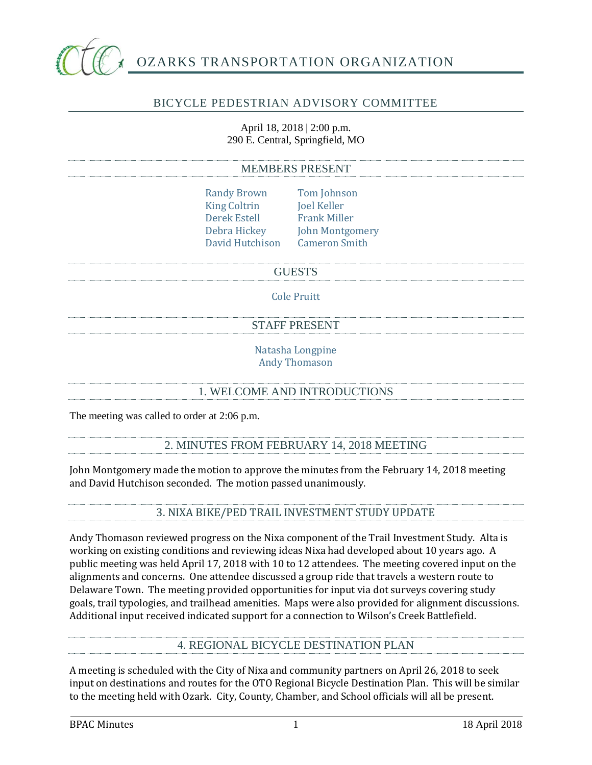# OZARKS TRANSPORTATION ORGANIZATION

## BICYCLE PEDESTRIAN ADVISORY COMMITTEE

April 18, 2018 | 2:00 p.m.
290 E. Central, Springfield, MO

### MEMBERS PRESENT

Randy Brown
King Coltrin
Derek Estell
Debra Hickey
David Hutchison
Tom Johnson
Joel Keller
Frank Miller
John Montgomery
Cameron Smith

### GUESTS

Cole Pruitt

### STAFF PRESENT

Natasha Longpine
Andy Thomason

### 1. WELCOME AND INTRODUCTIONS

The meeting was called to order at 2:06 p.m.

### 2. MINUTES FROM FEBRUARY 14, 2018 MEETING

John Montgomery made the motion to approve the minutes from the February 14, 2018 meeting and David Hutchison seconded. The motion passed unanimously.

### 3. NIXA BIKE/PED TRAIL INVESTMENT STUDY UPDATE

Andy Thomason reviewed progress on the Nixa component of the Trail Investment Study. Alta is working on existing conditions and reviewing ideas Nixa had developed about 10 years ago. A public meeting was held April 17, 2018 with 10 to 12 attendees. The meeting covered input on the alignments and concerns. One attendee discussed a group ride that travels a western route to Delaware Town. The meeting provided opportunities for input via dot surveys covering study goals, trail typologies, and trailhead amenities. Maps were also provided for alignment discussions. Additional input received indicated support for a connection to Wilson's Creek Battlefield.

### 4. REGIONAL BICYCLE DESTINATION PLAN

A meeting is scheduled with the City of Nixa and community partners on April 26, 2018 to seek input on destinations and routes for the OTO Regional Bicycle Destination Plan. This will be similar to the meeting held with Ozark. City, County, Chamber, and School officials will all be present.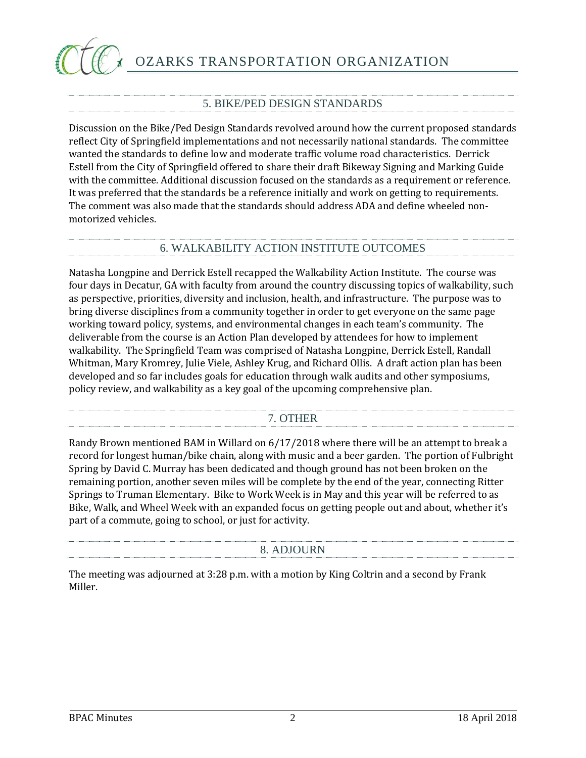## 5. BIKE/PED DESIGN STANDARDS

Discussion on the Bike/Ped Design Standards revolved around how the current proposed standards reflect City of Springfield implementations and not necessarily national standards. The committee wanted the standards to define low and moderate traffic volume road characteristics. Derrick Estell from the City of Springfield offered to share their draft Bikeway Signing and Marking Guide with the committee. Additional discussion focused on the standards as a requirement or reference. It was preferred that the standards be a reference initially and work on getting to requirements. The comment was also made that the standards should address ADA and define wheeled non-motorized vehicles.

## 6. WALKABILITY ACTION INSTITUTE OUTCOMES

Natasha Longpine and Derrick Estell recapped the Walkability Action Institute. The course was four days in Decatur, GA with faculty from around the country discussing topics of walkability, such as perspective, priorities, diversity and inclusion, health, and infrastructure. The purpose was to bring diverse disciplines from a community together in order to get everyone on the same page working toward policy, systems, and environmental changes in each team's community. The deliverable from the course is an Action Plan developed by attendees for how to implement walkability. The Springfield Team was comprised of Natasha Longpine, Derrick Estell, Randall Whitman, Mary Kromrey, Julie Viele, Ashley Krug, and Richard Ollis. A draft action plan has been developed and so far includes goals for education through walk audits and other symposiums, policy review, and walkability as a key goal of the upcoming comprehensive plan.

## 7. OTHER

Randy Brown mentioned BAM in Willard on 6/17/2018 where there will be an attempt to break a record for longest human/bike chain, along with music and a beer garden. The portion of Fulbright Spring by David C. Murray has been dedicated and though ground has not been broken on the remaining portion, another seven miles will be complete by the end of the year, connecting Ritter Springs to Truman Elementary. Bike to Work Week is in May and this year will be referred to as Bike, Walk, and Wheel Week with an expanded focus on getting people out and about, whether it's part of a commute, going to school, or just for activity.

## 8. ADJOURN

The meeting was adjourned at 3:28 p.m. with a motion by King Coltrin and a second by Frank Miller.